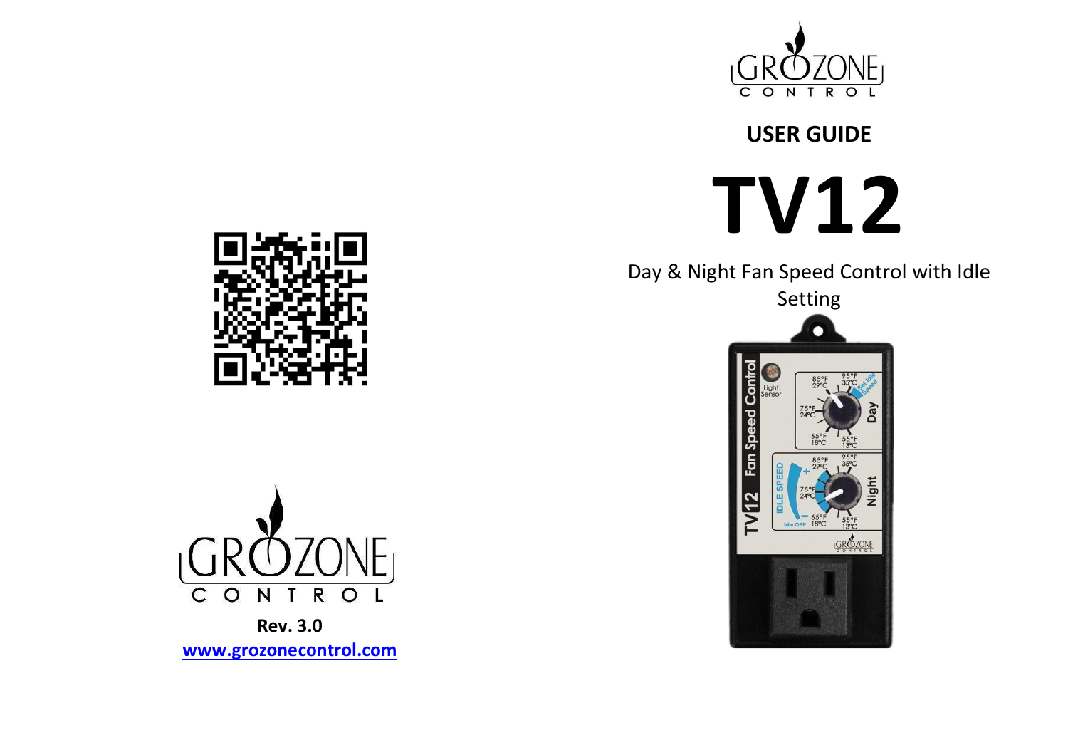# USER GUIDE

# TV12

Day & Night Fan Speed Control with Idle Setting

**Rev. 3.0**

**www.grozonecontrol.com**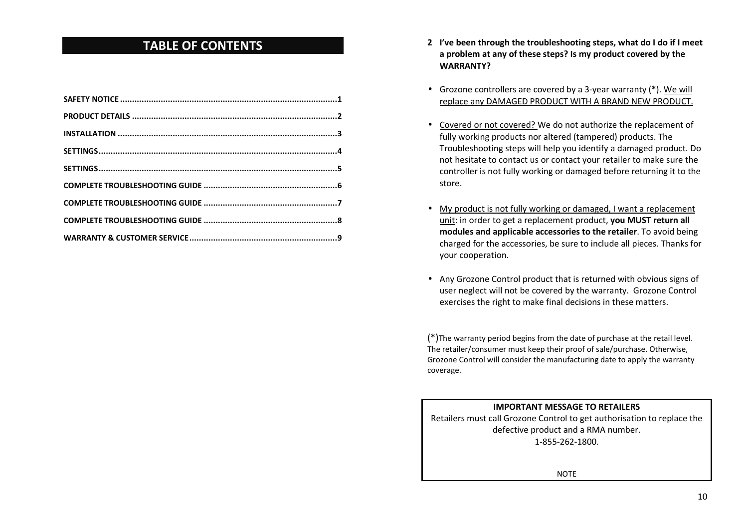# TABLE OF CONTENTS

| | |
|---|---|
| SAFETY NOTICE | 1 |
| PRODUCT DETAILS | 2 |
| INSTALLATION | 3 |
| SETTINGS | 4 |
| SETTINGS | 5 |
| COMPLETE TROUBLESHOOTING GUIDE | 6 |
| COMPLETE TROUBLESHOOTING GUIDE | 7 |
| COMPLETE TROUBLESHOOTING GUIDE | 8 |
| WARRANTY & CUSTOMER SERVICE | 9 |

**2 I've been through the troubleshooting steps, what do I do if I meet a problem at any of these steps? Is my product covered by the WARRANTY?**

- Grozone controllers are covered by a 3-year warranty (**\***). We will replace any DAMAGED PRODUCT WITH A BRAND NEW PRODUCT.

- Covered or not covered? We do not authorize the replacement of fully working products nor altered (tampered) products. The Troubleshooting steps will help you identify a damaged product. Do not hesitate to contact us or contact your retailer to make sure the controller is not fully working or damaged before returning it to the store.

- My product is not fully working or damaged, I want a replacement unit: in order to get a replacement product, **you MUST return all modules and applicable accessories to the retailer**. To avoid being charged for the accessories, be sure to include all pieces. Thanks for your cooperation.

- Any Grozone Control product that is returned with obvious signs of user neglect will not be covered by the warranty. Grozone Control exercises the right to make final decisions in these matters.

(*)The warranty period begins from the date of purchase at the retail level. The retailer/consumer must keep their proof of sale/purchase. Otherwise, Grozone Control will consider the manufacturing date to apply the warranty coverage.

**IMPORTANT MESSAGE TO RETAILERS**

Retailers must call Grozone Control to get authorisation to replace the defective product and a RMA number.
1-855-262-1800.

NOTE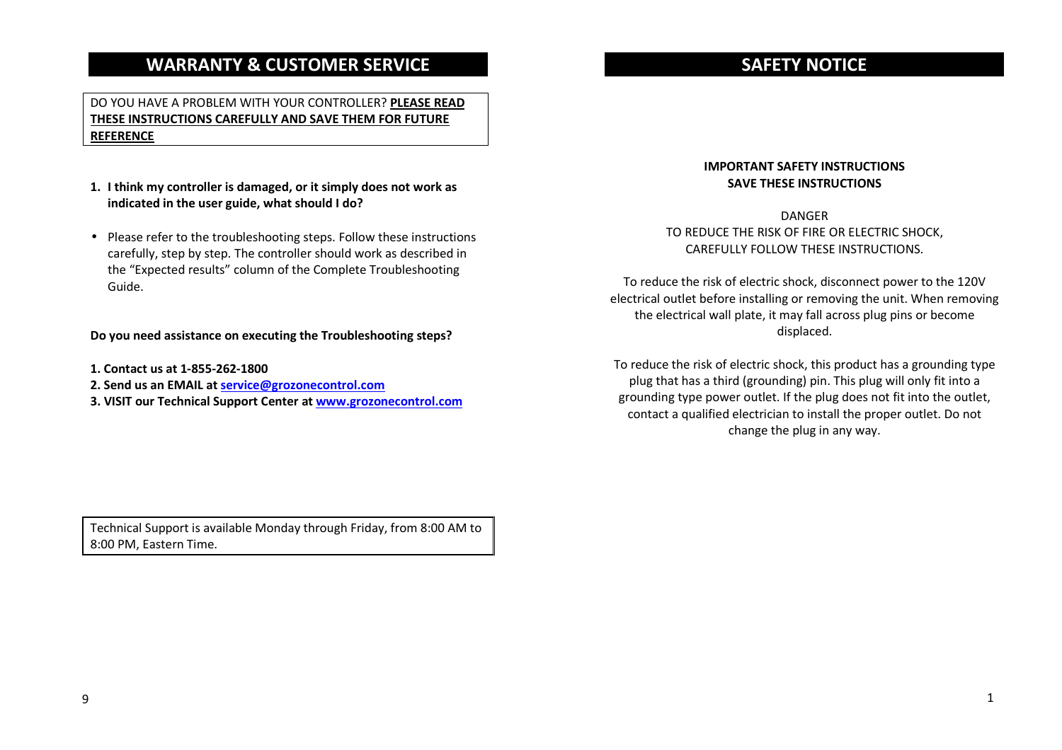## WARRANTY & CUSTOMER SERVICE

DO YOU HAVE A PROBLEM WITH YOUR CONTROLLER? **PLEASE READ THESE INSTRUCTIONS CAREFULLY AND SAVE THEM FOR FUTURE REFERENCE**

1. **I think my controller is damaged, or it simply does not work as indicated in the user guide, what should I do?**

- Please refer to the troubleshooting steps. Follow these instructions carefully, step by step. The controller should work as described in the "Expected results" column of the Complete Troubleshooting Guide.

**Do you need assistance on executing the Troubleshooting steps?**

**1. Contact us at 1-855-262-1800**
**2. Send us an EMAIL at service@grozonecontrol.com**
**3. VISIT our Technical Support Center at www.grozonecontrol.com**

Technical Support is available Monday through Friday, from 8:00 AM to 8:00 PM, Eastern Time.

## SAFETY NOTICE

**IMPORTANT SAFETY INSTRUCTIONS**
**SAVE THESE INSTRUCTIONS**

DANGER
TO REDUCE THE RISK OF FIRE OR ELECTRIC SHOCK, CAREFULLY FOLLOW THESE INSTRUCTIONS.

To reduce the risk of electric shock, disconnect power to the 120V electrical outlet before installing or removing the unit. When removing the electrical wall plate, it may fall across plug pins or become displaced.

To reduce the risk of electric shock, this product has a grounding type plug that has a third (grounding) pin. This plug will only fit into a grounding type power outlet. If the plug does not fit into the outlet, contact a qualified electrician to install the proper outlet. Do not change the plug in any way.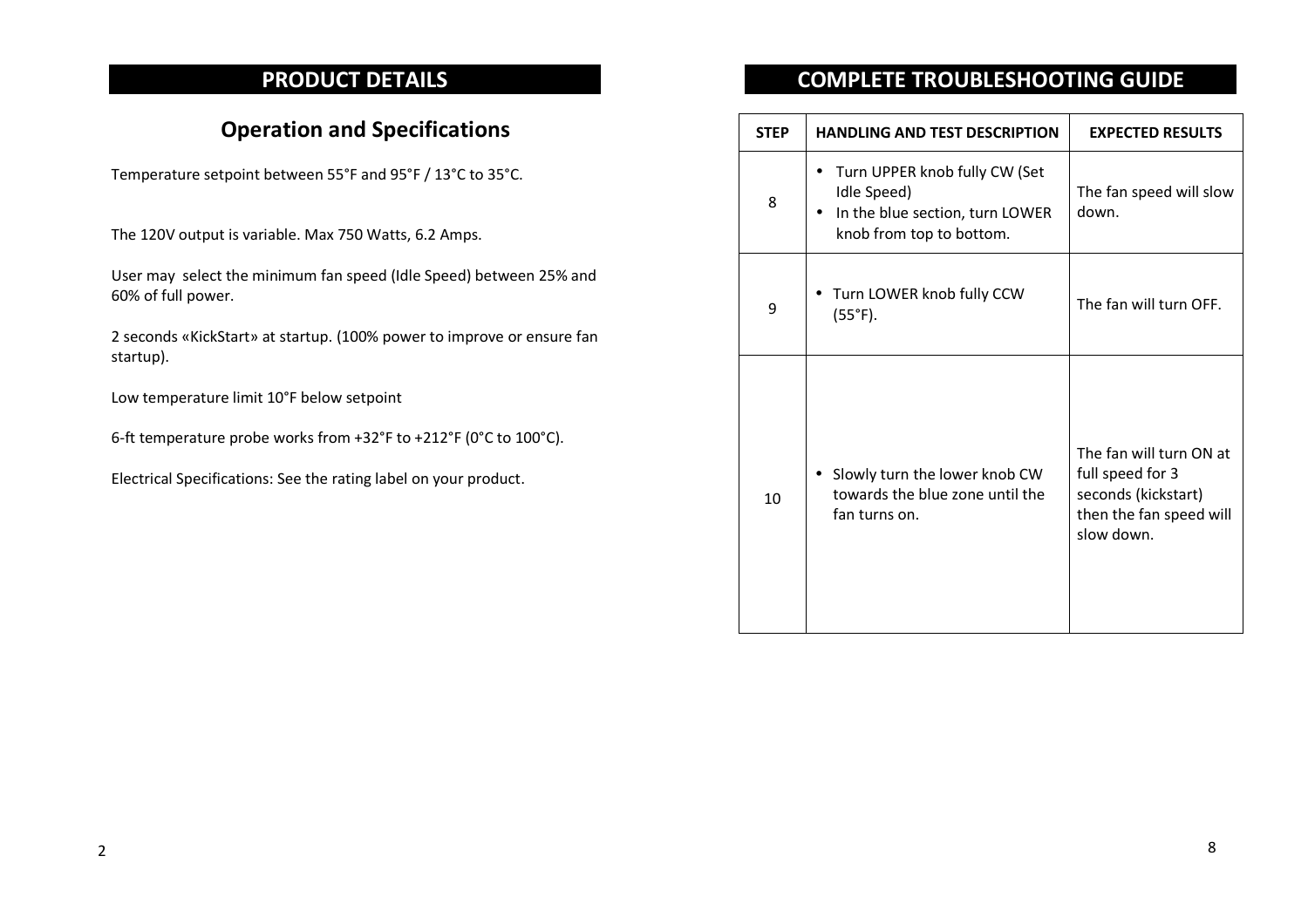# PRODUCT DETAILS

## Operation and Specifications

Temperature setpoint between 55°F and 95°F / 13°C to 35°C.

The 120V output is variable. Max 750 Watts, 6.2 Amps.

User may select the minimum fan speed (Idle Speed) between 25% and 60% of full power.

2 seconds «KickStart» at startup. (100% power to improve or ensure fan startup).

Low temperature limit 10°F below setpoint

6-ft temperature probe works from +32°F to +212°F (0°C to 100°C).

Electrical Specifications: See the rating label on your product.

# COMPLETE TROUBLESHOOTING GUIDE

| STEP | HANDLING AND TEST DESCRIPTION | EXPECTED RESULTS |
| --- | --- | --- |
| 8 | • Turn UPPER knob fully CW (Set Idle Speed)<br>• In the blue section, turn LOWER knob from top to bottom. | The fan speed will slow down. |
| 9 | • Turn LOWER knob fully CCW (55°F). | The fan will turn OFF. |
| 10 | • Slowly turn the lower knob CW towards the blue zone until the fan turns on. | The fan will turn ON at full speed for 3 seconds (kickstart) then the fan speed will slow down. |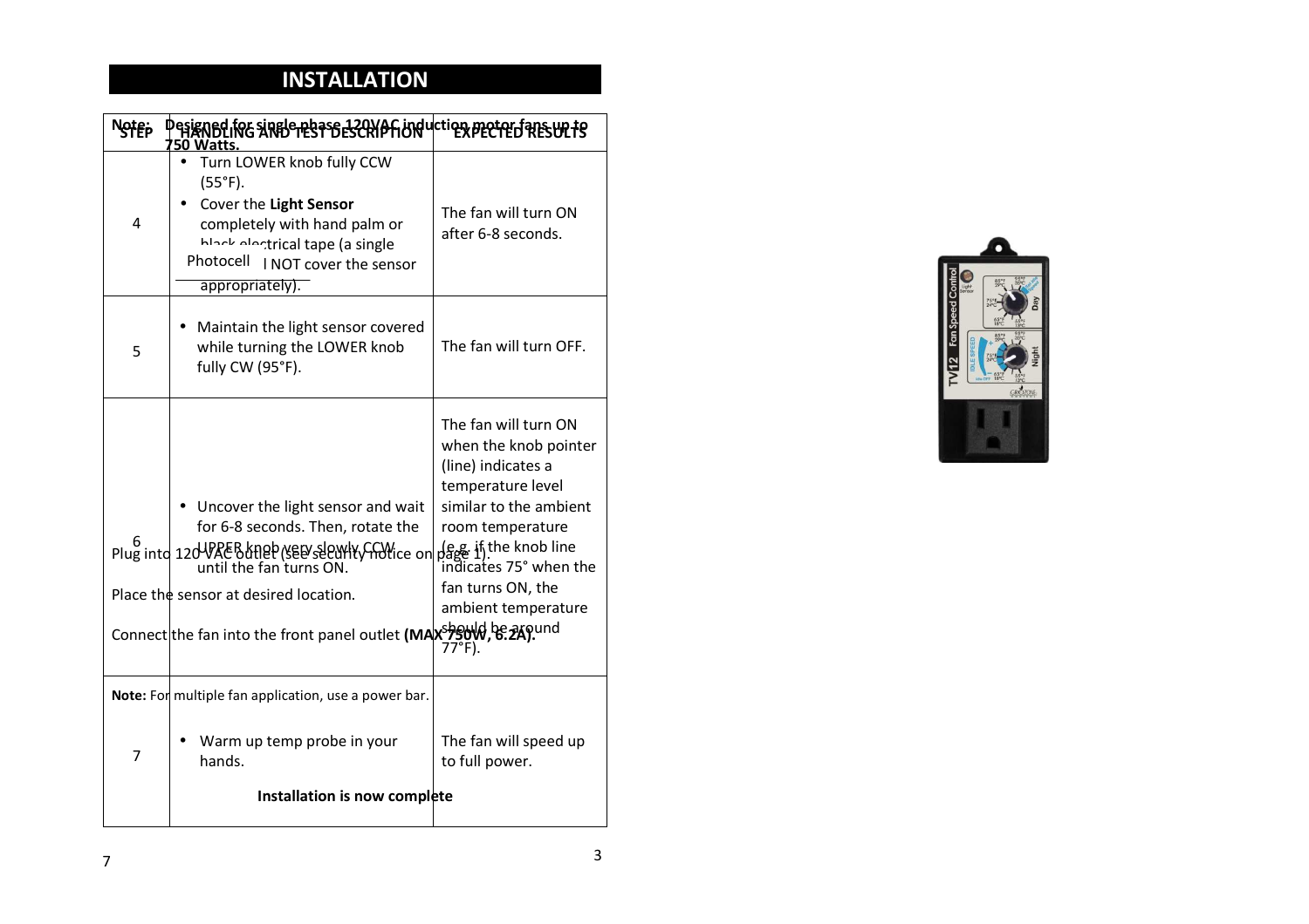## INSTALLATION

**Note:** Designed for single phase 120VAC induction motor fans up to **750 Watts.**

Plug into 120VAC outlet (see security notice on page 1).

Photocell

Place the sensor at desired location.

Connect the fan into the front panel outlet **(MAX 750W, 6.2A).**

**Note:** For multiple fan application, use a power bar.

| STEP | HANDLING AND TEST DESCRIPTION | EXPECTED RESULTS |
|---|---|---|
| 4 | • Turn LOWER knob fully CCW (55°F).<br>• Cover the **Light Sensor** completely with hand palm or black electrical tape (a single ... NOT cover the sensor appropriately). | The fan will turn ON after 6-8 seconds. |
| 5 | • Maintain the light sensor covered while turning the LOWER knob fully CW (95°F). | The fan will turn OFF. |
| 6 | • Uncover the light sensor and wait for 6-8 seconds. Then, rotate the UPPER knob very slowly CCW until the fan turns ON. | The fan will turn ON when the knob pointer (line) indicates a temperature level similar to the ambient room temperature (e.g. if the knob line indicates 75° when the fan turns ON, the ambient temperature should be around 77°F). |
| 7 | • Warm up temp probe in your hands. | The fan will speed up to full power. |

**Installation is now complete**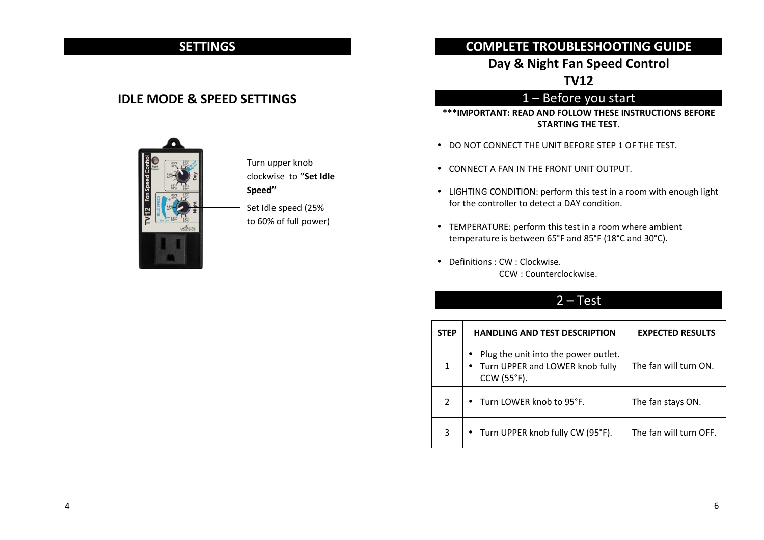## SETTINGS

### IDLE MODE & SPEED SETTINGS

Turn upper knob clockwise to **"Set Idle Speed"**

Set Idle speed (25% to 60% of full power)

## COMPLETE TROUBLESHOOTING GUIDE

### Day & Night Fan Speed Control

### TV12

## 1 – Before you start

**\*\*\*IMPORTANT: READ AND FOLLOW THESE INSTRUCTIONS BEFORE STARTING THE TEST.**

- DO NOT CONNECT THE UNIT BEFORE STEP 1 OF THE TEST.
- CONNECT A FAN IN THE FRONT UNIT OUTPUT.
- LIGHTING CONDITION: perform this test in a room with enough light for the controller to detect a DAY condition.
- TEMPERATURE: perform this test in a room where ambient temperature is between 65°F and 85°F (18°C and 30°C).
- Definitions : CW : Clockwise.
  CCW : Counterclockwise.

## 2 – Test

| STEP | HANDLING AND TEST DESCRIPTION | EXPECTED RESULTS |
|---|---|---|
| 1 | • Plug the unit into the power outlet.<br>• Turn UPPER and LOWER knob fully CCW (55°F). | The fan will turn ON. |
| 2 | • Turn LOWER knob to 95°F. | The fan stays ON. |
| 3 | • Turn UPPER knob fully CW (95°F). | The fan will turn OFF. |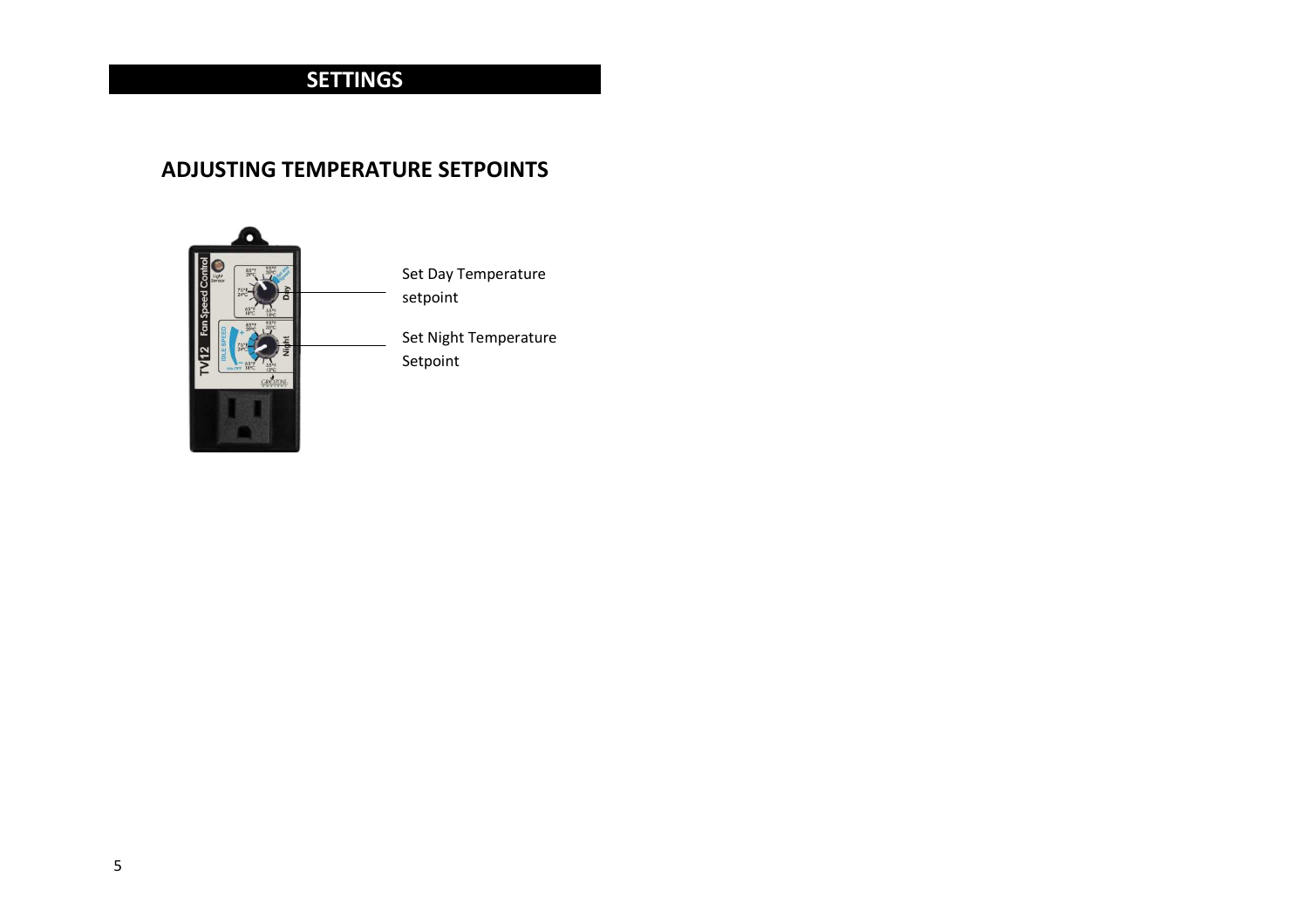# SETTINGS

## ADJUSTING TEMPERATURE SETPOINTS

Set Day Temperature setpoint

Set Night Temperature Setpoint